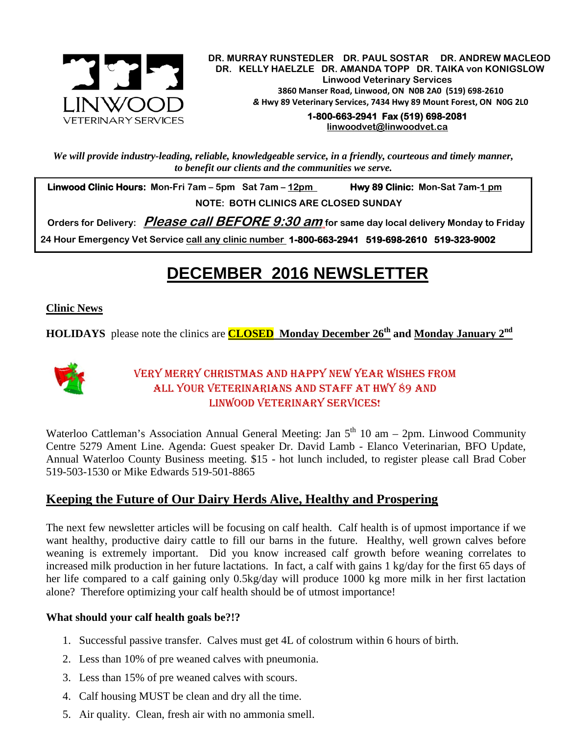**DR. MURRAY RUNSTEDLER DR. PAUL SOSTAR DR. ANDREW MACLEOD**
**DR. KELLY HAELZLE DR. AMANDA TOPP DR. TAIKA von KONIGSLOW**
**Linwood Veterinary Services**
**3860 Manser Road, Linwood, ON N0B 2A0 (519) 698-2610**
**& Hwy 89 Veterinary Services, 7434 Hwy 89 Mount Forest, ON N0G 2L0**
**1-800-663-2941 Fax (519) 698-2081**
**linwoodvet@linwoodvet.ca**

LINWOOD VETERINARY SERVICES

***We will provide industry-leading, reliable, knowledgeable service, in a friendly, courteous and timely manner, to benefit our clients and the communities we serve.***

**Linwood Clinic Hours:** Mon-Fri 7am – 5pm Sat 7am – 12pm **Hwy 89 Clinic:** Mon-Sat 7am-1 pm

**NOTE: BOTH CLINICS ARE CLOSED SUNDAY**

**Orders for Delivery:** ***Please call BEFORE 9:30 am*** **for same day local delivery Monday to Friday**

**24 Hour Emergency Vet Service** call any clinic number **1-800-663-2941 519-698-2610 519-323-9002**

# DECEMBER 2016 NEWSLETTER

## Clinic News

**HOLIDAYS** please note the clinics are **CLOSED Monday December 26th and Monday January 2nd**

VERY MERRY CHRISTMAS AND HAPPY NEW YEAR WISHES FROM ALL YOUR VETERINARIANS AND STAFF AT HWY 89 AND LINWOOD VETERINARY SERVICES!

Waterloo Cattleman's Association Annual General Meeting: Jan 5th 10 am – 2pm. Linwood Community Centre 5279 Ament Line. Agenda: Guest speaker Dr. David Lamb - Elanco Veterinarian, BFO Update, Annual Waterloo County Business meeting. $15 - hot lunch included, to register please call Brad Cober 519-503-1530 or Mike Edwards 519-501-8865

## Keeping the Future of Our Dairy Herds Alive, Healthy and Prospering

The next few newsletter articles will be focusing on calf health. Calf health is of upmost importance if we want healthy, productive dairy cattle to fill our barns in the future. Healthy, well grown calves before weaning is extremely important. Did you know increased calf growth before weaning correlates to increased milk production in her future lactations. In fact, a calf with gains 1 kg/day for the first 65 days of her life compared to a calf gaining only 0.5kg/day will produce 1000 kg more milk in her first lactation alone? Therefore optimizing your calf health should be of utmost importance!

### What should your calf health goals be?!?

1. Successful passive transfer. Calves must get 4L of colostrum within 6 hours of birth.
2. Less than 10% of pre weaned calves with pneumonia.
3. Less than 15% of pre weaned calves with scours.
4. Calf housing MUST be clean and dry all the time.
5. Air quality. Clean, fresh air with no ammonia smell.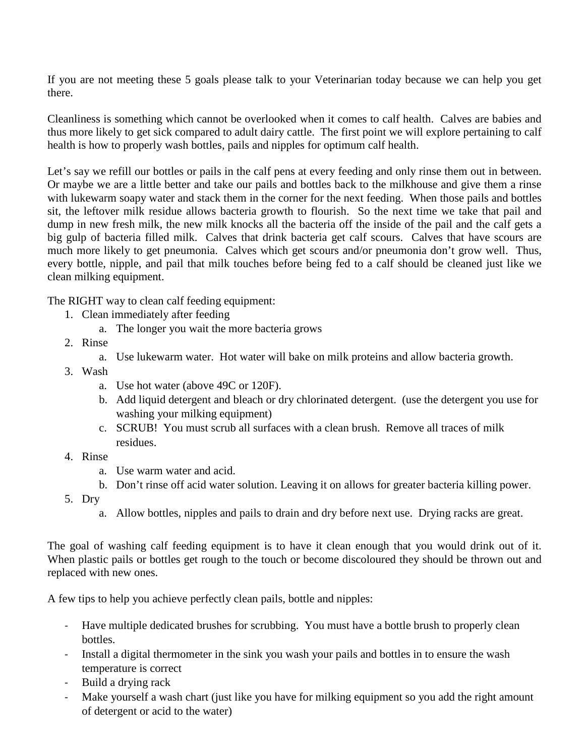If you are not meeting these 5 goals please talk to your Veterinarian today because we can help you get there.

Cleanliness is something which cannot be overlooked when it comes to calf health. Calves are babies and thus more likely to get sick compared to adult dairy cattle. The first point we will explore pertaining to calf health is how to properly wash bottles, pails and nipples for optimum calf health.

Let's say we refill our bottles or pails in the calf pens at every feeding and only rinse them out in between. Or maybe we are a little better and take our pails and bottles back to the milkhouse and give them a rinse with lukewarm soapy water and stack them in the corner for the next feeding. When those pails and bottles sit, the leftover milk residue allows bacteria growth to flourish. So the next time we take that pail and dump in new fresh milk, the new milk knocks all the bacteria off the inside of the pail and the calf gets a big gulp of bacteria filled milk. Calves that drink bacteria get calf scours. Calves that have scours are much more likely to get pneumonia. Calves which get scours and/or pneumonia don't grow well. Thus, every bottle, nipple, and pail that milk touches before being fed to a calf should be cleaned just like we clean milking equipment.

The RIGHT way to clean calf feeding equipment:

1. Clean immediately after feeding
   a. The longer you wait the more bacteria grows
2. Rinse
   a. Use lukewarm water. Hot water will bake on milk proteins and allow bacteria growth.
3. Wash
   a. Use hot water (above 49C or 120F).
   b. Add liquid detergent and bleach or dry chlorinated detergent. (use the detergent you use for washing your milking equipment)
   c. SCRUB! You must scrub all surfaces with a clean brush. Remove all traces of milk residues.
4. Rinse
   a. Use warm water and acid.
   b. Don't rinse off acid water solution. Leaving it on allows for greater bacteria killing power.
5. Dry
   a. Allow bottles, nipples and pails to drain and dry before next use. Drying racks are great.

The goal of washing calf feeding equipment is to have it clean enough that you would drink out of it. When plastic pails or bottles get rough to the touch or become discoloured they should be thrown out and replaced with new ones.

A few tips to help you achieve perfectly clean pails, bottle and nipples:

- Have multiple dedicated brushes for scrubbing. You must have a bottle brush to properly clean bottles.
- Install a digital thermometer in the sink you wash your pails and bottles in to ensure the wash temperature is correct
- Build a drying rack
- Make yourself a wash chart (just like you have for milking equipment so you add the right amount of detergent or acid to the water)